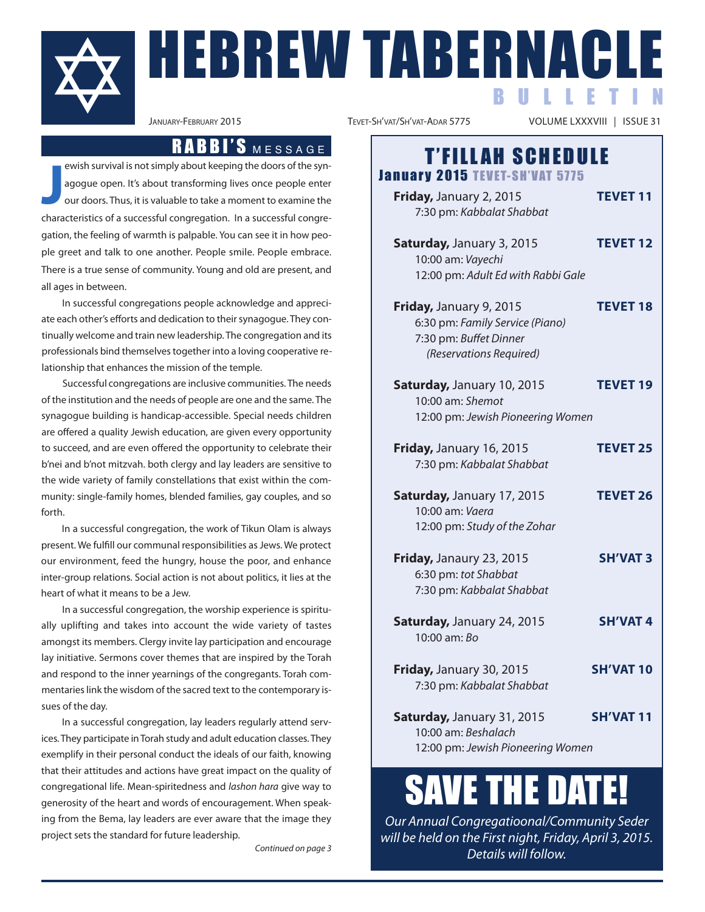# HEBREW TABERNACLE

## BULLETIN

JANUARY-FEBRUARY 2015 | TEVET-SH'VAT/SH'VAT-ADAR 5775 | VOLUME LXXXVIII | ISSUE 31

## RABBI'S MESSAGE

Jewish survival is not simply about keeping the doors of the synagogue open. It's about transforming lives once people enter our doors. Thus, it is valuable to take a moment to examine the characteristics of a successful congregation. In a successful congregation, the feeling of warmth is palpable. You can see it in how people greet and talk to one another. People smile. People embrace. There is a true sense of community. Young and old are present, and all ages in between.

In successful congregations people acknowledge and appreciate each other's efforts and dedication to their synagogue. They continually welcome and train new leadership. The congregation and its professionals bind themselves together into a loving cooperative relationship that enhances the mission of the temple.

Successful congregations are inclusive communities. The needs of the institution and the needs of people are one and the same. The synagogue building is handicap-accessible. Special needs children are offered a quality Jewish education, are given every opportunity to succeed, and are even offered the opportunity to celebrate their b'nei and b'not mitzvah. both clergy and lay leaders are sensitive to the wide variety of family constellations that exist within the community: single-family homes, blended families, gay couples, and so forth.

In a successful congregation, the work of Tikun Olam is always present. We fulfill our communal responsibilities as Jews. We protect our environment, feed the hungry, house the poor, and enhance inter-group relations. Social action is not about politics, it lies at the heart of what it means to be a Jew.

In a successful congregation, the worship experience is spiritually uplifting and takes into account the wide variety of tastes amongst its members. Clergy invite lay participation and encourage lay initiative. Sermons cover themes that are inspired by the Torah and respond to the inner yearnings of the congregants. Torah commentaries link the wisdom of the sacred text to the contemporary issues of the day.

In a successful congregation, lay leaders regularly attend services. They participate in Torah study and adult education classes. They exemplify in their personal conduct the ideals of our faith, knowing that their attitudes and actions have great impact on the quality of congregational life. Mean-spiritedness and *lashon hara* give way to generosity of the heart and words of encouragement. When speaking from the Bema, lay leaders are ever aware that the image they project sets the standard for future leadership.

*Continued on page 3*

## T'FILLAH SCHEDULE

### January 2015 TEVET-SH'VAT 5775

**Friday,** January 2, 2015 — **TEVET 11**
7:30 pm: *Kabbalat Shabbat*

**Saturday,** January 3, 2015 — **TEVET 12**
10:00 am: *Vayechi*
12:00 pm: *Adult Ed with Rabbi Gale*

**Friday,** January 9, 2015 — **TEVET 18**
6:30 pm: *Family Service (Piano)*
7:30 pm: *Buffet Dinner (Reservations Required)*

**Saturday,** January 10, 2015 — **TEVET 19**
10:00 am: *Shemot*
12:00 pm: *Jewish Pioneering Women*

**Friday,** January 16, 2015 — **TEVET 25**
7:30 pm: *Kabbalat Shabbat*

**Saturday,** January 17, 2015 — **TEVET 26**
10:00 am: *Vaera*
12:00 pm: *Study of the Zohar*

**Friday,** Janaury 23, 2015 — **SH'VAT 3**
6:30 pm: *tot Shabbat*
7:30 pm: *Kabbalat Shabbat*

**Saturday,** January 24, 2015 — **SH'VAT 4**
10:00 am: *Bo*

**Friday,** January 30, 2015 — **SH'VAT 10**
7:30 pm: *Kabbalat Shabbat*

**Saturday,** January 31, 2015 — **SH'VAT 11**
10:00 am: *Beshalach*
12:00 pm: *Jewish Pioneering Women*

## SAVE THE DATE!

*Our Annual Congregatioonal/Community Seder will be held on the First night, Friday, April 3, 2015. Details will follow.*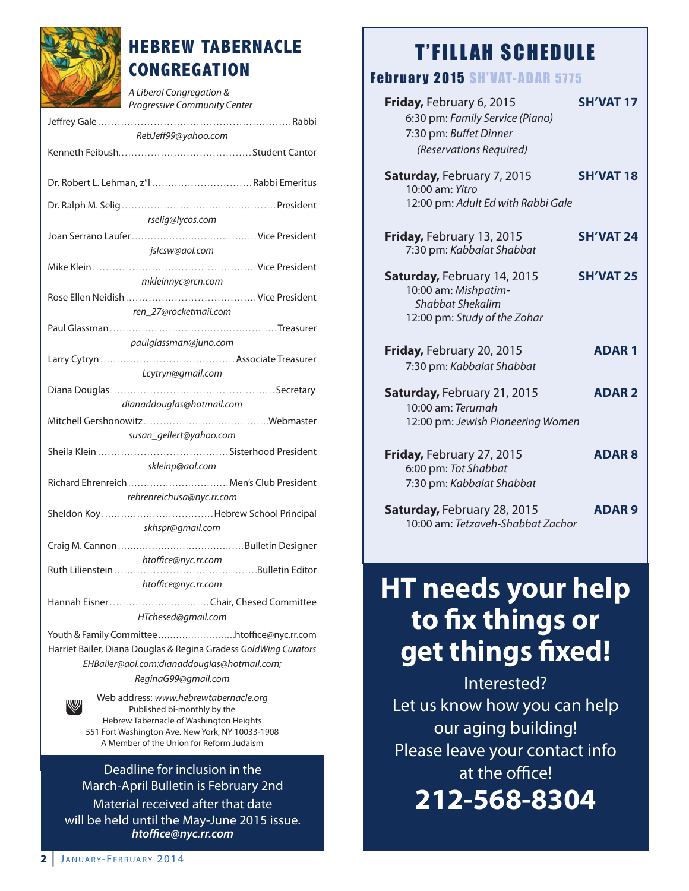# HEBREW TABERNACLE CONGREGATION

*A Liberal Congregation & Progressive Community Center*

Jeffrey Gale.......................................................Rabbi
*RebJeff99@yahoo.com*

Kenneth Feibush.......................................Student Cantor

Dr. Robert L. Lehman, z"l ..............................Rabbi Emeritus

Dr. Ralph M. Selig ..............................................President
*rselig@lycos.com*

Joan Serrano Laufer.......................................Vice President
*jslcsw@aol.com*

Mike Klein ...............................................Vice President
*mkleinnyc@rcn.com*

Rose Ellen Neidish .......................................Vice President
*ren_27@rocketmail.com*

Paul Glassman ...................................................Treasurer
*paulglassman@juno.com*

Larry Cytryn ........................................Associate Treasurer
*Lcytryn@gmail.com*

Diana Douglas ................................................Secretary
*dianaddouglas@hotmail.com*

Mitchell Gershonowitz.....................................Webmaster
*susan_gellert@yahoo.com*

Sheila Klein .......................................Sisterhood President
*skleinp@aol.com*

Richard Ehrenreich ..............................Men's Club President
*rehrenreichusa@nyc.rr.com*

Sheldon Koy ..................................Hebrew School Principal
*skhspr@gmail.com*

Craig M. Cannon ........................................Bulletin Designer
*htoffice@nyc.rr.com*

Ruth Lilienstein ..........................................Bulletin Editor
*htoffice@nyc.rr.com*

Hannah Eisner...............................Chair, Chesed Committee
*HTchesed@gmail.com*

Youth & Family Committee.........................htoffice@nyc.rr.com

Harriet Bailer, Diana Douglas & Regina Gradess *GoldWing Curators*
*EHBailer@aol.com;dianaddouglas@hotmail.com; ReginaG99@gmail.com*

Web address: *www.hebrewtabernacle.org*
Published bi-monthly by the
Hebrew Tabernacle of Washington Heights
551 Fort Washington Ave. New York, NY 10033-1908
A Member of the Union for Reform Judaism

Deadline for inclusion in the March-April Bulletin is February 2nd
Material received after that date will be held until the May-June 2015 issue.
***htoffice@nyc.rr.com***

# T'FILLAH SCHEDULE

## February 2015 SH'VAT-ADAR 5775

**Friday,** February 6, 2015 — **SH'VAT 17**
6:30 pm: *Family Service (Piano)*
7:30 pm: *Buffet Dinner (Reservations Required)*

**Saturday,** February 7, 2015 — **SH'VAT 18**
10:00 am: *Yitro*
12:00 pm: *Adult Ed with Rabbi Gale*

**Friday,** February 13, 2015 — **SH'VAT 24**
7:30 pm: *Kabbalat Shabbat*

**Saturday,** February 14, 2015 — **SH'VAT 25**
10:00 am: *Mishpatim-Shabbat Shekalim*
12:00 pm: *Study of the Zohar*

**Friday,** February 20, 2015 — **ADAR 1**
7:30 pm: *Kabbalat Shabbat*

**Saturday,** February 21, 2015 — **ADAR 2**
10:00 am: *Terumah*
12:00 pm: *Jewish Pioneering Women*

**Friday,** February 27, 2015 — **ADAR 8**
6:00 pm: *Tot Shabbat*
7:30 pm: *Kabbalat Shabbat*

**Saturday,** February 28, 2015 — **ADAR 9**
10:00 am: *Tetzaveh-Shabbat Zachor*

# HT needs your help to fix things or get things fixed!

Interested?
Let us know how you can help our aging building!
Please leave your contact info at the office!

**212-568-8304**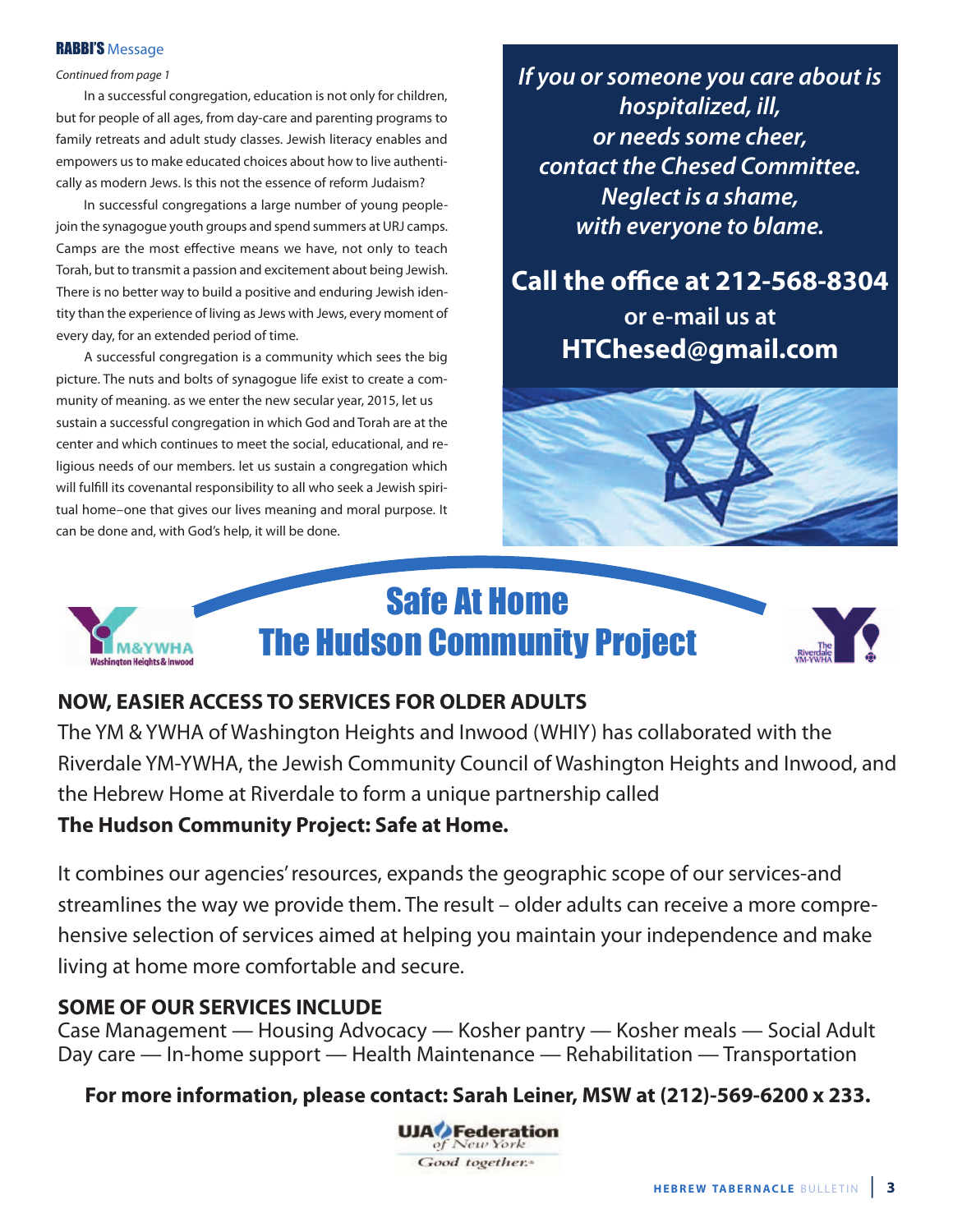## RABBI'S Message

*Continued from page 1*

In a successful congregation, education is not only for children, but for people of all ages, from day-care and parenting programs to family retreats and adult study classes. Jewish literacy enables and empowers us to make educated choices about how to live authentically as modern Jews. Is this not the essence of reform Judaism?

In successful congregations a large number of young people join the synagogue youth groups and spend summers at URJ camps. Camps are the most effective means we have, not only to teach Torah, but to transmit a passion and excitement about being Jewish. There is no better way to build a positive and enduring Jewish identity than the experience of living as Jews with Jews, every moment of every day, for an extended period of time.

A successful congregation is a community which sees the big picture. The nuts and bolts of synagogue life exist to create a community of meaning. as we enter the new secular year, 2015, let us sustain a successful congregation in which God and Torah are at the center and which continues to meet the social, educational, and religious needs of our members. let us sustain a congregation which will fulfill its covenantal responsibility to all who seek a Jewish spiritual home–one that gives our lives meaning and moral purpose. It can be done and, with God's help, it will be done.

*If you or someone you care about is hospitalized, ill, or needs some cheer, contact the Chesed Committee. Neglect is a shame, with everyone to blame.*

**Call the office at 212-568-8304**
**or e-mail us at**
**HTChesed@gmail.com**

# Safe At Home
# The Hudson Community Project

YM&YWHA Washington Heights & Inwood

The Riverdale YM-YWHA

### NOW, EASIER ACCESS TO SERVICES FOR OLDER ADULTS

The YM & YWHA of Washington Heights and Inwood (WHIY) has collaborated with the Riverdale YM-YWHA, the Jewish Community Council of Washington Heights and Inwood, and the Hebrew Home at Riverdale to form a unique partnership called
**The Hudson Community Project: Safe at Home.**

It combines our agencies' resources, expands the geographic scope of our services-and streamlines the way we provide them. The result – older adults can receive a more comprehensive selection of services aimed at helping you maintain your independence and make living at home more comfortable and secure.

### SOME OF OUR SERVICES INCLUDE

Case Management — Housing Advocacy — Kosher pantry — Kosher meals — Social Adult Day care — In-home support — Health Maintenance — Rehabilitation — Transportation

**For more information, please contact: Sarah Leiner, MSW at (212)-569-6200 x 233.**

UJA Federation of New York
Good together.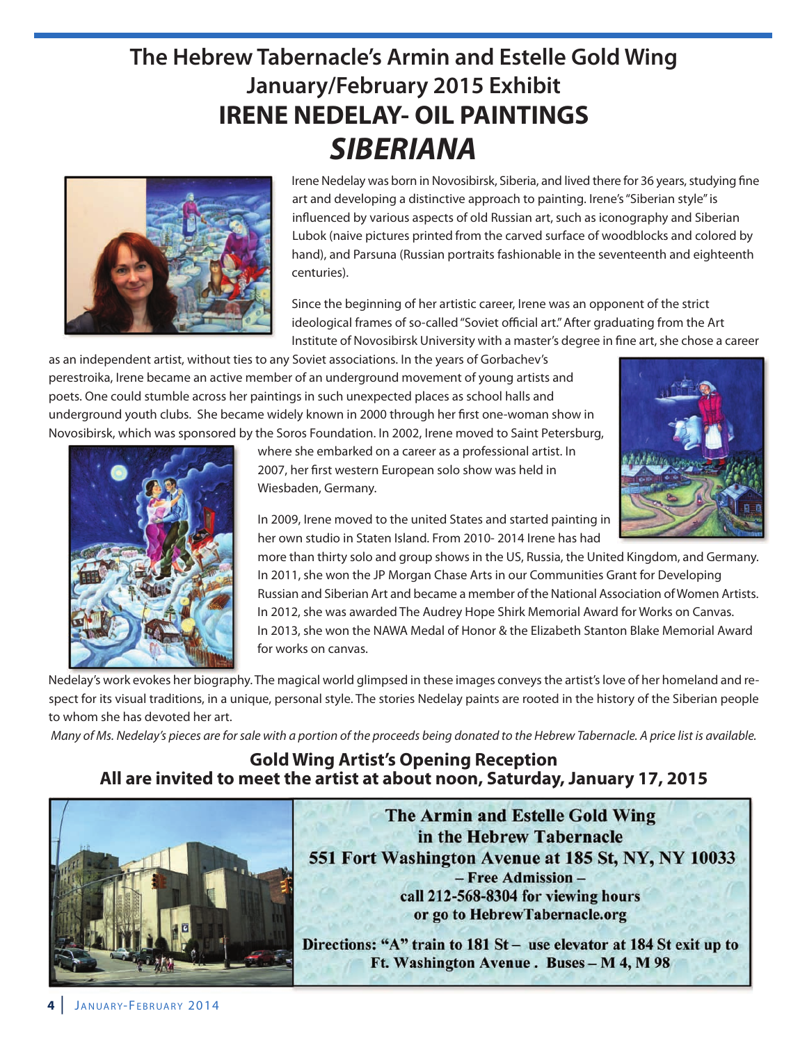# The Hebrew Tabernacle's Armin and Estelle Gold Wing

## January/February 2015 Exhibit

# IRENE NEDELAY- OIL PAINTINGS

# *SIBERIANA*

Irene Nedelay was born in Novosibirsk, Siberia, and lived there for 36 years, studying fine art and developing a distinctive approach to painting. Irene's "Siberian style" is influenced by various aspects of old Russian art, such as iconography and Siberian Lubok (naive pictures printed from the carved surface of woodblocks and colored by hand), and Parsuna (Russian portraits fashionable in the seventeenth and eighteenth centuries).

Since the beginning of her artistic career, Irene was an opponent of the strict ideological frames of so-called "Soviet official art." After graduating from the Art Institute of Novosibirsk University with a master's degree in fine art, she chose a career as an independent artist, without ties to any Soviet associations. In the years of Gorbachev's perestroika, Irene became an active member of an underground movement of young artists and poets. One could stumble across her paintings in such unexpected places as school halls and underground youth clubs. She became widely known in 2000 through her first one-woman show in Novosibirsk, which was sponsored by the Soros Foundation. In 2002, Irene moved to Saint Petersburg, where she embarked on a career as a professional artist. In 2007, her first western European solo show was held in Wiesbaden, Germany.

In 2009, Irene moved to the united States and started painting in her own studio in Staten Island. From 2010- 2014 Irene has had more than thirty solo and group shows in the US, Russia, the United Kingdom, and Germany. In 2011, she won the JP Morgan Chase Arts in our Communities Grant for Developing Russian and Siberian Art and became a member of the National Association of Women Artists. In 2012, she was awarded The Audrey Hope Shirk Memorial Award for Works on Canvas. In 2013, she won the NAWA Medal of Honor & the Elizabeth Stanton Blake Memorial Award for works on canvas.

Nedelay's work evokes her biography. The magical world glimpsed in these images conveys the artist's love of her homeland and respect for its visual traditions, in a unique, personal style. The stories Nedelay paints are rooted in the history of the Siberian people to whom she has devoted her art.

*Many of Ms. Nedelay's pieces are for sale with a portion of the proceeds being donated to the Hebrew Tabernacle. A price list is available.*

### Gold Wing Artist's Opening Reception
### All are invited to meet the artist at about noon, Saturday, January 17, 2015

**The Armin and Estelle Gold Wing**
**in the Hebrew Tabernacle**
**551 Fort Washington Avenue at 185 St, NY, NY 10033**
**– Free Admission –**
**call 212-568-8304 for viewing hours**
**or go to HebrewTabernacle.org**

**Directions: "A" train to 181 St – use elevator at 184 St exit up to Ft. Washington Avenue . Buses – M 4, M 98**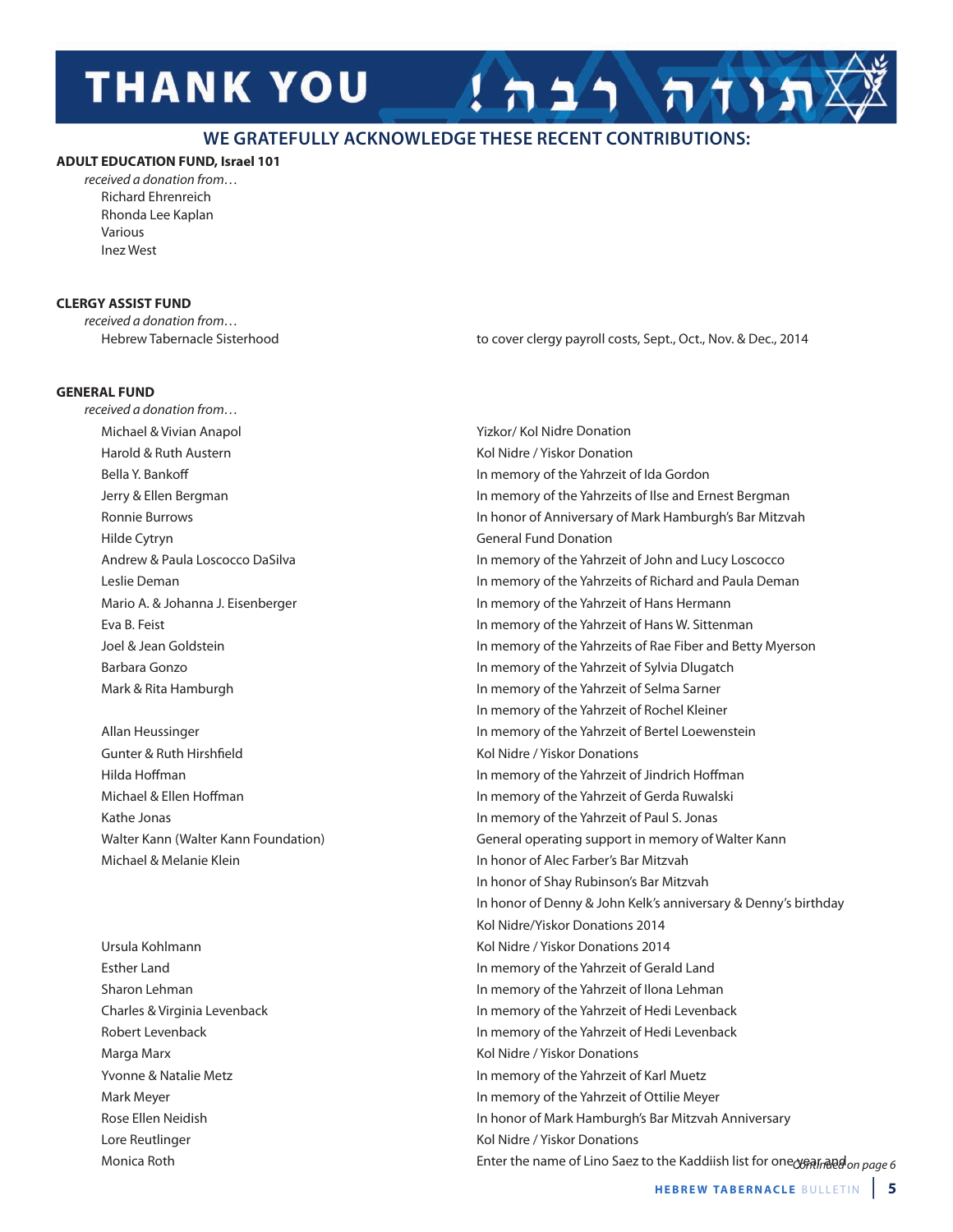# THANK YOU !תודה רבה

## WE GRATEFULLY ACKNOWLEDGE THESE RECENT CONTRIBUTIONS:

**ADULT EDUCATION FUND, Israel 101**

*received a donation from…*

Richard Ehrenreich
Rhonda Lee Kaplan
Various
Inez West

**CLERGY ASSIST FUND**

*received a donation from…*

| Donor | Purpose |
|---|---|
| Hebrew Tabernacle Sisterhood | to cover clergy payroll costs, Sept., Oct., Nov. & Dec., 2014 |

**GENERAL FUND**

*received a donation from…*

| Donor | Purpose |
|---|---|
| Michael & Vivian Anapol | Yizkor/ Kol Nidre Donation |
| Harold & Ruth Austern | Kol Nidre / Yiskor Donation |
| Bella Y. Bankoff | In memory of the Yahrzeit of Ida Gordon |
| Jerry & Ellen Bergman | In memory of the Yahrzeits of Ilse and Ernest Bergman |
| Ronnie Burrows | In honor of Anniversary of Mark Hamburgh's Bar Mitzvah |
| Hilde Cytryn | General Fund Donation |
| Andrew & Paula Loscocco DaSilva | In memory of the Yahrzeit of John and Lucy Loscocco |
| Leslie Deman | In memory of the Yahrzeits of Richard and Paula Deman |
| Mario A. & Johanna J. Eisenberger | In memory of the Yahrzeit of Hans Hermann |
| Eva B. Feist | In memory of the Yahrzeit of Hans W. Sittenman |
| Joel & Jean Goldstein | In memory of the Yahrzeits of Rae Fiber and Betty Myerson |
| Barbara Gonzo | In memory of the Yahrzeit of Sylvia Dlugatch |
| Mark & Rita Hamburgh | In memory of the Yahrzeit of Selma Sarner |
| | In memory of the Yahrzeit of Rochel Kleiner |
| Allan Heussinger | In memory of the Yahrzeit of Bertel Loewenstein |
| Gunter & Ruth Hirshfield | Kol Nidre / Yiskor Donations |
| Hilda Hoffman | In memory of the Yahrzeit of Jindrich Hoffman |
| Michael & Ellen Hoffman | In memory of the Yahrzeit of Gerda Ruwalski |
| Kathe Jonas | In memory of the Yahrzeit of Paul S. Jonas |
| Walter Kann (Walter Kann Foundation) | General operating support in memory of Walter Kann |
| Michael & Melanie Klein | In honor of Alec Farber's Bar Mitzvah |
| | In honor of Shay Rubinson's Bar Mitzvah |
| | In honor of Denny & John Kelk's anniversary & Denny's birthday |
| | Kol Nidre/Yiskor Donations 2014 |
| Ursula Kohlmann | Kol Nidre / Yiskor Donations 2014 |
| Esther Land | In memory of the Yahrzeit of Gerald Land |
| Sharon Lehman | In memory of the Yahrzeit of Ilona Lehman |
| Charles & Virginia Levenback | In memory of the Yahrzeit of Hedi Levenback |
| Robert Levenback | In memory of the Yahrzeit of Hedi Levenback |
| Marga Marx | Kol Nidre / Yiskor Donations |
| Yvonne & Natalie Metz | In memory of the Yahrzeit of Karl Muetz |
| Mark Meyer | In memory of the Yahrzeit of Ottilie Meyer |
| Rose Ellen Neidish | In honor of Mark Hamburgh's Bar Mitzvah Anniversary |
| Lore Reutlinger | Kol Nidre / Yiskor Donations |
| Monica Roth | Enter the name of Lino Saez to the Kaddiish list for one year and |

*Continued on page 6*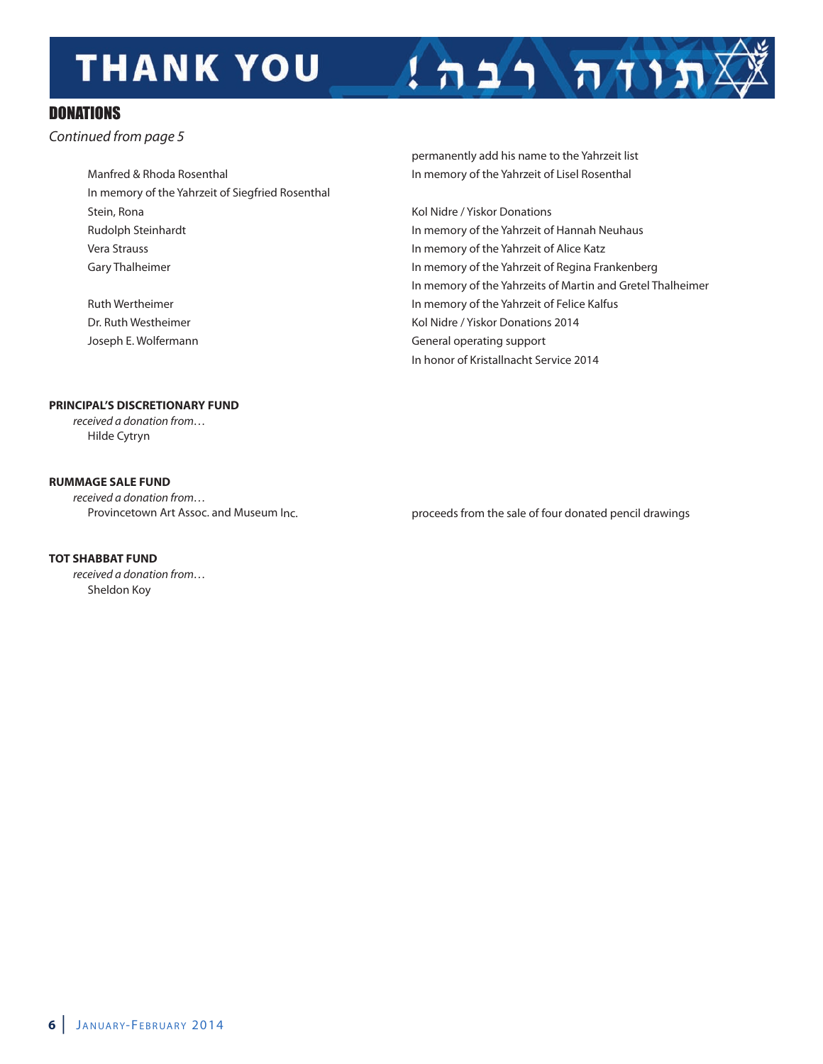# THANK YOU תודה רבה!

## DONATIONS

*Continued from page 5*

permanently add his name to the Yahrzeit list

Manfred & Rhoda Rosenthal — In memory of the Yahrzeit of Lisel Rosenthal

In memory of the Yahrzeit of Siegfried Rosenthal

Stein, Rona — Kol Nidre / Yiskor Donations

Rudolph Steinhardt — In memory of the Yahrzeit of Hannah Neuhaus

Vera Strauss — In memory of the Yahrzeit of Alice Katz

Gary Thalheimer — In memory of the Yahrzeit of Regina Frankenberg

In memory of the Yahrzeits of Martin and Gretel Thalheimer

Ruth Wertheimer — In memory of the Yahrzeit of Felice Kalfus

Dr. Ruth Westheimer — Kol Nidre / Yiskor Donations 2014

Joseph E. Wolfermann — General operating support

In honor of Kristallnacht Service 2014

**PRINCIPAL'S DISCRETIONARY FUND**

*received a donation from…*

Hilde Cytryn

**RUMMAGE SALE FUND**

*received a donation from…*

Provincetown Art Assoc. and Museum Inc. — proceeds from the sale of four donated pencil drawings

**TOT SHABBAT FUND**

*received a donation from…*

Sheldon Koy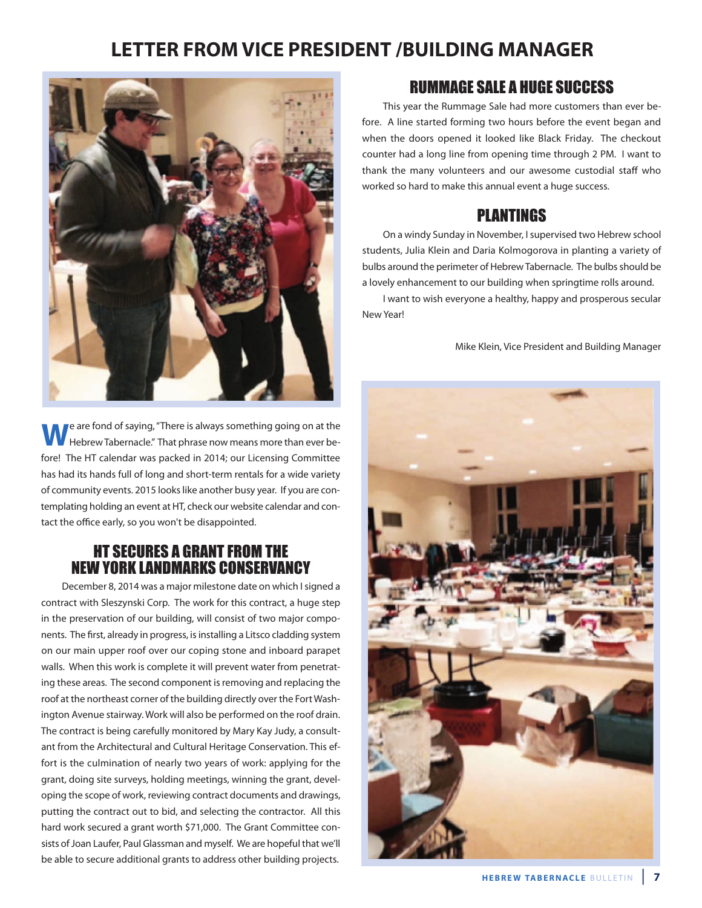# LETTER FROM VICE PRESIDENT /BUILDING MANAGER

We are fond of saying, "There is always something going on at the Hebrew Tabernacle." That phrase now means more than ever before! The HT calendar was packed in 2014; our Licensing Committee has had its hands full of long and short-term rentals for a wide variety of community events. 2015 looks like another busy year. If you are contemplating holding an event at HT, check our website calendar and contact the office early, so you won't be disappointed.

## HT SECURES A GRANT FROM THE NEW YORK LANDMARKS CONSERVANCY

December 8, 2014 was a major milestone date on which I signed a contract with Sleszynski Corp. The work for this contract, a huge step in the preservation of our building, will consist of two major components. The first, already in progress, is installing a Litsco cladding system on our main upper roof over our coping stone and inboard parapet walls. When this work is complete it will prevent water from penetrating these areas. The second component is removing and replacing the roof at the northeast corner of the building directly over the Fort Washington Avenue stairway. Work will also be performed on the roof drain. The contract is being carefully monitored by Mary Kay Judy, a consultant from the Architectural and Cultural Heritage Conservation. This effort is the culmination of nearly two years of work: applying for the grant, doing site surveys, holding meetings, winning the grant, developing the scope of work, reviewing contract documents and drawings, putting the contract out to bid, and selecting the contractor. All this hard work secured a grant worth $71,000. The Grant Committee consists of Joan Laufer, Paul Glassman and myself. We are hopeful that we'll be able to secure additional grants to address other building projects.

## RUMMAGE SALE A HUGE SUCCESS

This year the Rummage Sale had more customers than ever before. A line started forming two hours before the event began and when the doors opened it looked like Black Friday. The checkout counter had a long line from opening time through 2 PM. I want to thank the many volunteers and our awesome custodial staff who worked so hard to make this annual event a huge success.

## PLANTINGS

On a windy Sunday in November, I supervised two Hebrew school students, Julia Klein and Daria Kolmogorova in planting a variety of bulbs around the perimeter of Hebrew Tabernacle. The bulbs should be a lovely enhancement to our building when springtime rolls around.

I want to wish everyone a healthy, happy and prosperous secular New Year!

Mike Klein, Vice President and Building Manager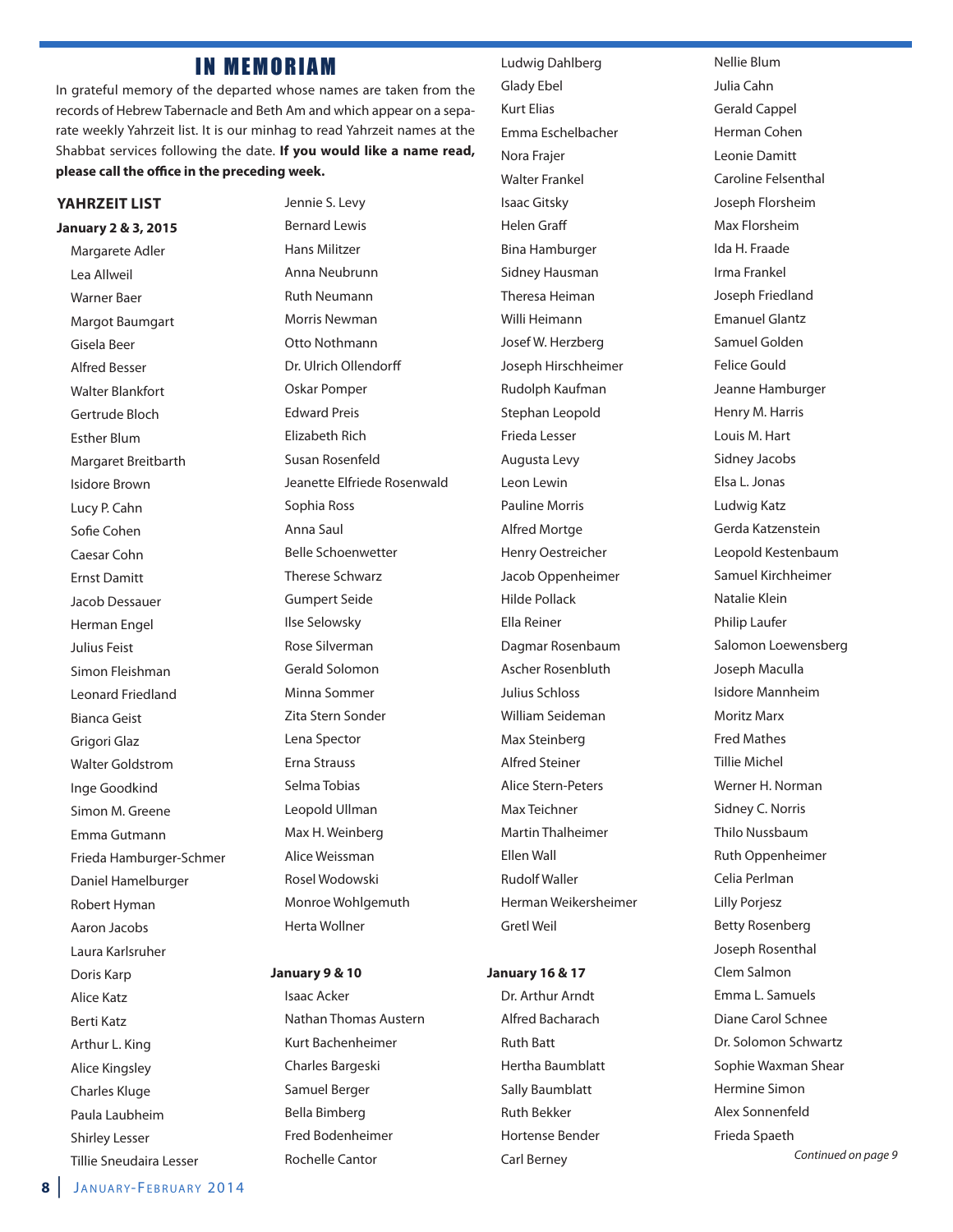# IN MEMORIAM

In grateful memory of the departed whose names are taken from the records of Hebrew Tabernacle and Beth Am and which appear on a separate weekly Yahrzeit list. It is our minhag to read Yahrzeit names at the Shabbat services following the date. **If you would like a name read, please call the office in the preceding week.**

## YAHRZEIT LIST

**January 2 & 3, 2015**

- Margarete Adler
- Lea Allweil
- Warner Baer
- Margot Baumgart
- Gisela Beer
- Alfred Besser
- Walter Blankfort
- Gertrude Bloch
- Esther Blum
- Margaret Breitbarth
- Isidore Brown
- Lucy P. Cahn
- Sofie Cohen
- Caesar Cohn
- Ernst Damitt
- Jacob Dessauer
- Herman Engel
- Julius Feist
- Simon Fleishman
- Leonard Friedland
- Bianca Geist
- Grigori Glaz
- Walter Goldstrom
- Inge Goodkind
- Simon M. Greene
- Emma Gutmann
- Frieda Hamburger-Schmer
- Daniel Hamelburger
- Robert Hyman
- Aaron Jacobs
- Laura Karlsruher
- Doris Karp
- Alice Katz
- Berti Katz
- Arthur L. King
- Alice Kingsley
- Charles Kluge
- Paula Laubheim
- Shirley Lesser
- Tillie Sneudaira Lesser
- Jennie S. Levy
- Bernard Lewis
- Hans Militzer
- Anna Neubrunn
- Ruth Neumann
- Morris Newman
- Otto Nothmann
- Dr. Ulrich Ollendorff
- Oskar Pomper
- Edward Preis
- Elizabeth Rich
- Susan Rosenfeld
- Jeanette Elfriede Rosenwald
- Sophia Ross
- Anna Saul
- Belle Schoenwetter
- Therese Schwarz
- Gumpert Seide
- Ilse Selowsky
- Rose Silverman
- Gerald Solomon
- Minna Sommer
- Zita Stern Sonder
- Lena Spector
- Erna Strauss
- Selma Tobias
- Leopold Ullman
- Max H. Weinberg
- Alice Weissman
- Rosel Wodowski
- Monroe Wohlgemuth
- Herta Wollner

**January 9 & 10**

- Isaac Acker
- Nathan Thomas Austern
- Kurt Bachenheimer
- Charles Bargeski
- Samuel Berger
- Bella Bimberg
- Fred Bodenheimer
- Rochelle Cantor
- Ludwig Dahlberg
- Glady Ebel
- Kurt Elias
- Emma Eschelbacher
- Nora Frajer
- Walter Frankel
- Isaac Gitsky
- Helen Graff
- Bina Hamburger
- Sidney Hausman
- Theresa Heiman
- Willi Heimann
- Josef W. Herzberg
- Joseph Hirschheimer
- Rudolph Kaufman
- Stephan Leopold
- Frieda Lesser
- Augusta Levy
- Leon Lewin
- Pauline Morris
- Alfred Mortge
- Henry Oestreicher
- Jacob Oppenheimer
- Hilde Pollack
- Ella Reiner
- Dagmar Rosenbaum
- Ascher Rosenbluth
- Julius Schloss
- William Seideman
- Max Steinberg
- Alfred Steiner
- Alice Stern-Peters
- Max Teichner
- Martin Thalheimer
- Ellen Wall
- Rudolf Waller
- Herman Weikersheimer
- Gretl Weil

**January 16 & 17**

- Dr. Arthur Arndt
- Alfred Bacharach
- Ruth Batt
- Hertha Baumblatt
- Sally Baumblatt
- Ruth Bekker
- Hortense Bender
- Carl Berney
- Nellie Blum
- Julia Cahn
- Gerald Cappel
- Herman Cohen
- Leonie Damitt
- Caroline Felsenthal
- Joseph Florsheim
- Max Florsheim
- Ida H. Fraade
- Irma Frankel
- Joseph Friedland
- Emanuel Glantz
- Samuel Golden
- Felice Gould
- Jeanne Hamburger
- Henry M. Harris
- Louis M. Hart
- Sidney Jacobs
- Elsa L. Jonas
- Ludwig Katz
- Gerda Katzenstein
- Leopold Kestenbaum
- Samuel Kirchheimer
- Natalie Klein
- Philip Laufer
- Salomon Loewensberg
- Joseph Maculla
- Isidore Mannheim
- Moritz Marx
- Fred Mathes
- Tillie Michel
- Werner H. Norman
- Sidney C. Norris
- Thilo Nussbaum
- Ruth Oppenheimer
- Celia Perlman
- Lilly Porjesz
- Betty Rosenberg
- Joseph Rosenthal
- Clem Salmon
- Emma L. Samuels
- Diane Carol Schnee
- Dr. Solomon Schwartz
- Sophie Waxman Shear
- Hermine Simon
- Alex Sonnenfeld
- Frieda Spaeth

*Continued on page 9*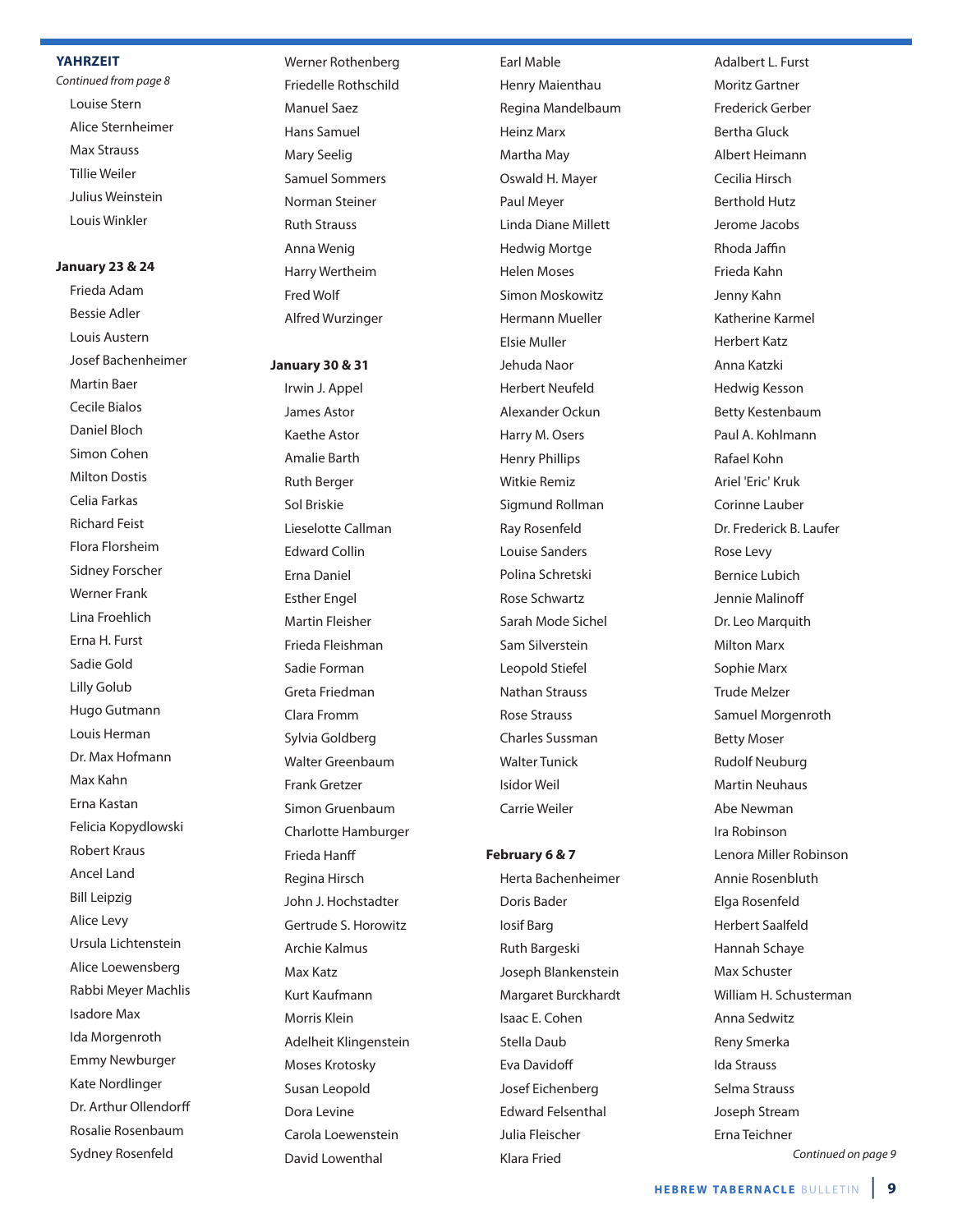## YAHRZEIT

*Continued from page 8*

Louise Stern
Alice Sternheimer
Max Strauss
Tillie Weiler
Julius Weinstein
Louis Winkler

**January 23 & 24**

Frieda Adam
Bessie Adler
Louis Austern
Josef Bachenheimer
Martin Baer
Cecile Bialos
Daniel Bloch
Simon Cohen
Milton Dostis
Celia Farkas
Richard Feist
Flora Florsheim
Sidney Forscher
Werner Frank
Lina Froehlich
Erna H. Furst
Sadie Gold
Lilly Golub
Hugo Gutmann
Louis Herman
Dr. Max Hofmann
Max Kahn
Erna Kastan
Felicia Kopydlowski
Robert Kraus
Ancel Land
Bill Leipzig
Alice Levy
Ursula Lichtenstein
Alice Loewensberg
Rabbi Meyer Machlis
Isadore Max
Ida Morgenroth
Emmy Newburger
Kate Nordlinger
Dr. Arthur Ollendorff
Rosalie Rosenbaum
Sydney Rosenfeld
Werner Rothenberg
Friedelle Rothschild
Manuel Saez
Hans Samuel
Mary Seelig
Samuel Sommers
Norman Steiner
Ruth Strauss
Anna Wenig
Harry Wertheim
Fred Wolf
Alfred Wurzinger

**January 30 & 31**

Irwin J. Appel
James Astor
Kaethe Astor
Amalie Barth
Ruth Berger
Sol Briskie
Lieselotte Callman
Edward Collin
Erna Daniel
Esther Engel
Martin Fleisher
Frieda Fleishman
Sadie Forman
Greta Friedman
Clara Fromm
Sylvia Goldberg
Walter Greenbaum
Frank Gretzer
Simon Gruenbaum
Charlotte Hamburger
Frieda Hanff
Regina Hirsch
John J. Hochstadter
Gertrude S. Horowitz
Archie Kalmus
Max Katz
Kurt Kaufmann
Morris Klein
Adelheit Klingenstein
Moses Krotosky
Susan Leopold
Dora Levine
Carola Loewenstein
David Lowenthal
Earl Mable
Henry Maienthau
Regina Mandelbaum
Heinz Marx
Martha May
Oswald H. Mayer
Paul Meyer
Linda Diane Millett
Hedwig Mortge
Helen Moses
Simon Moskowitz
Hermann Mueller
Elsie Muller
Jehuda Naor
Herbert Neufeld
Alexander Ockun
Harry M. Osers
Henry Phillips
Witkie Remiz
Sigmund Rollman
Ray Rosenfeld
Louise Sanders
Polina Schretski
Rose Schwartz
Sarah Mode Sichel
Sam Silverstein
Leopold Stiefel
Nathan Strauss
Rose Strauss
Charles Sussman
Walter Tunick
Isidor Weil
Carrie Weiler

**February 6 & 7**

Herta Bachenheimer
Doris Bader
Iosif Barg
Ruth Bargeski
Joseph Blankenstein
Margaret Burckhardt
Isaac E. Cohen
Stella Daub
Eva Davidoff
Josef Eichenberg
Edward Felsenthal
Julia Fleischer
Klara Fried
Adalbert L. Furst
Moritz Gartner
Frederick Gerber
Bertha Gluck
Albert Heimann
Cecilia Hirsch
Berthold Hutz
Jerome Jacobs
Rhoda Jaffin
Frieda Kahn
Jenny Kahn
Katherine Karmel
Herbert Katz
Anna Katzki
Hedwig Kesson
Betty Kestenbaum
Paul A. Kohlmann
Rafael Kohn
Ariel 'Eric' Kruk
Corinne Lauber
Dr. Frederick B. Laufer
Rose Levy
Bernice Lubich
Jennie Malinoff
Dr. Leo Marquith
Milton Marx
Sophie Marx
Trude Melzer
Samuel Morgenroth
Betty Moser
Rudolf Neuburg
Martin Neuhaus
Abe Newman
Ira Robinson
Lenora Miller Robinson
Annie Rosenbluth
Elga Rosenfeld
Herbert Saalfeld
Hannah Schaye
Max Schuster
William H. Schusterman
Anna Sedwitz
Reny Smerka
Ida Strauss
Selma Strauss
Joseph Stream
Erna Teichner

*Continued on page 9*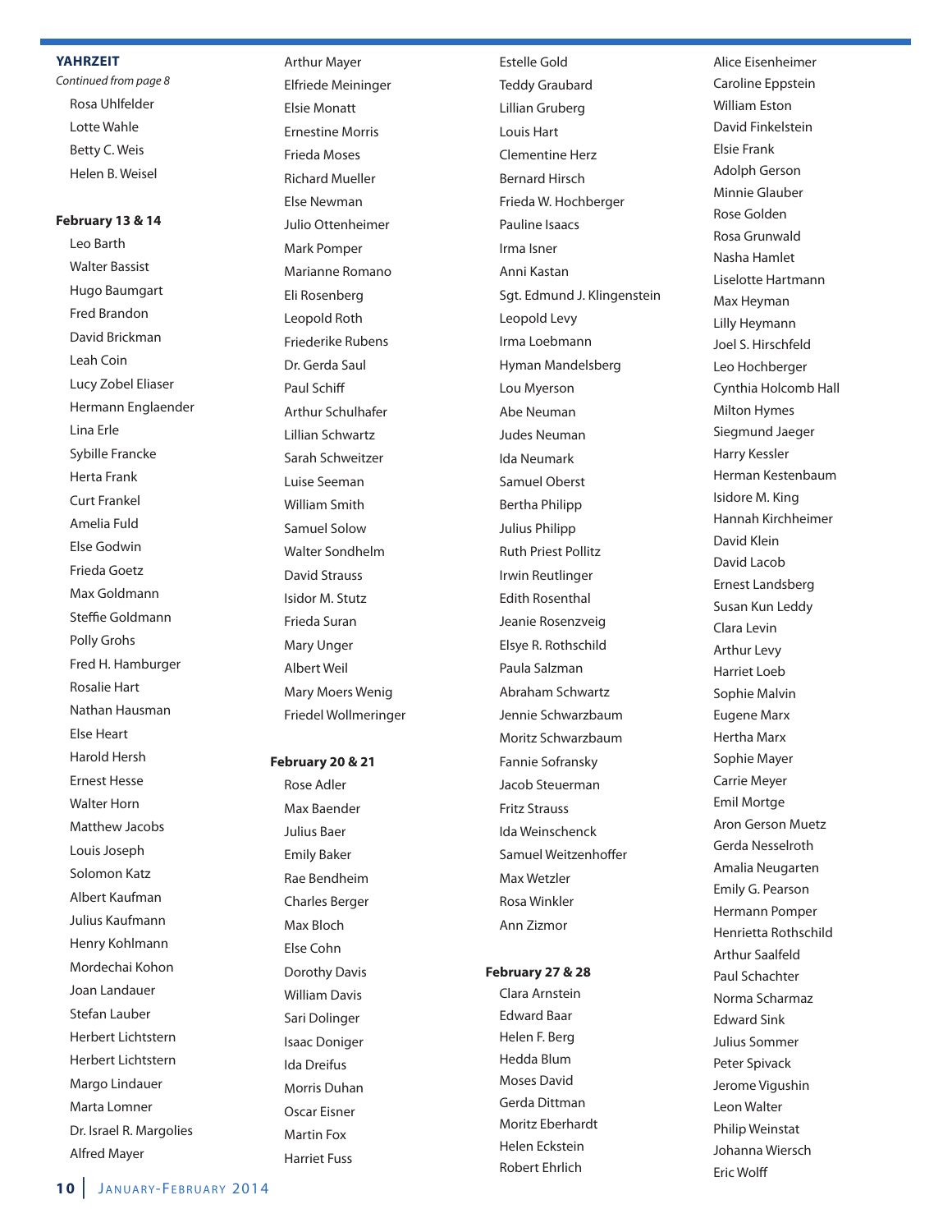## YAHRZEIT

*Continued from page 8*

Rosa Uhlfelder
Lotte Wahle
Betty C. Weis
Helen B. Weisel

**February 13 & 14**

Leo Barth
Walter Bassist
Hugo Baumgart
Fred Brandon
David Brickman
Leah Coin
Lucy Zobel Eliaser
Hermann Englaender
Lina Erle
Sybille Francke
Herta Frank
Curt Frankel
Amelia Fuld
Else Godwin
Frieda Goetz
Max Goldmann
Steffie Goldmann
Polly Grohs
Fred H. Hamburger
Rosalie Hart
Nathan Hausman
Else Heart
Harold Hersh
Ernest Hesse
Walter Horn
Matthew Jacobs
Louis Joseph
Solomon Katz
Albert Kaufman
Julius Kaufmann
Henry Kohlmann
Mordechai Kohon
Joan Landauer
Stefan Lauber
Herbert Lichtstern
Herbert Lichtstern
Margo Lindauer
Marta Lomner
Dr. Israel R. Margolies
Alfred Mayer
Arthur Mayer
Elfriede Meininger
Elsie Monatt
Ernestine Morris
Frieda Moses
Richard Mueller
Else Newman
Julio Ottenheimer
Mark Pomper
Marianne Romano
Eli Rosenberg
Leopold Roth
Friederike Rubens
Dr. Gerda Saul
Paul Schiff
Arthur Schulhafer
Lillian Schwartz
Sarah Schweitzer
Luise Seeman
William Smith
Samuel Solow
Walter Sondhelm
David Strauss
Isidor M. Stutz
Frieda Suran
Mary Unger
Albert Weil
Mary Moers Wenig
Friedel Wollmeringer

**February 20 & 21**

Rose Adler
Max Baender
Julius Baer
Emily Baker
Rae Bendheim
Charles Berger
Max Bloch
Else Cohn
Dorothy Davis
William Davis
Sari Dolinger
Isaac Doniger
Ida Dreifus
Morris Duhan
Oscar Eisner
Martin Fox
Harriet Fuss
Estelle Gold
Teddy Graubard
Lillian Gruberg
Louis Hart
Clementine Herz
Bernard Hirsch
Frieda W. Hochberger
Pauline Isaacs
Irma Isner
Anni Kastan
Sgt. Edmund J. Klingenstein
Leopold Levy
Irma Loebmann
Hyman Mandelsberg
Lou Myerson
Abe Neuman
Judes Neuman
Ida Neumark
Samuel Oberst
Bertha Philipp
Julius Philipp
Ruth Priest Pollitz
Irwin Reutlinger
Edith Rosenthal
Jeanie Rosenzveig
Elsye R. Rothschild
Paula Salzman
Abraham Schwartz
Jennie Schwarzbaum
Moritz Schwarzbaum
Fannie Sofransky
Jacob Steuerman
Fritz Strauss
Ida Weinschenck
Samuel Weitzenhoffer
Max Wetzler
Rosa Winkler
Ann Zizmor

**February 27 & 28**

Clara Arnstein
Edward Baar
Helen F. Berg
Hedda Blum
Moses David
Gerda Dittman
Moritz Eberhardt
Helen Eckstein
Robert Ehrlich
Alice Eisenheimer
Caroline Eppstein
William Eston
David Finkelstein
Elsie Frank
Adolph Gerson
Minnie Glauber
Rose Golden
Rosa Grunwald
Nasha Hamlet
Liselotte Hartmann
Max Heyman
Lilly Heymann
Joel S. Hirschfeld
Leo Hochberger
Cynthia Holcomb Hall
Milton Hymes
Siegmund Jaeger
Harry Kessler
Herman Kestenbaum
Isidore M. King
Hannah Kirchheimer
David Klein
David Lacob
Ernest Landsberg
Susan Kun Leddy
Clara Levin
Arthur Levy
Harriet Loeb
Sophie Malvin
Eugene Marx
Hertha Marx
Sophie Mayer
Carrie Meyer
Emil Mortge
Aron Gerson Muetz
Gerda Nesselroth
Amalia Neugarten
Emily G. Pearson
Hermann Pomper
Henrietta Rothschild
Arthur Saalfeld
Paul Schachter
Norma Scharmaz
Edward Sink
Julius Sommer
Peter Spivack
Jerome Vigushin
Leon Walter
Philip Weinstat
Johanna Wiersch
Eric Wolff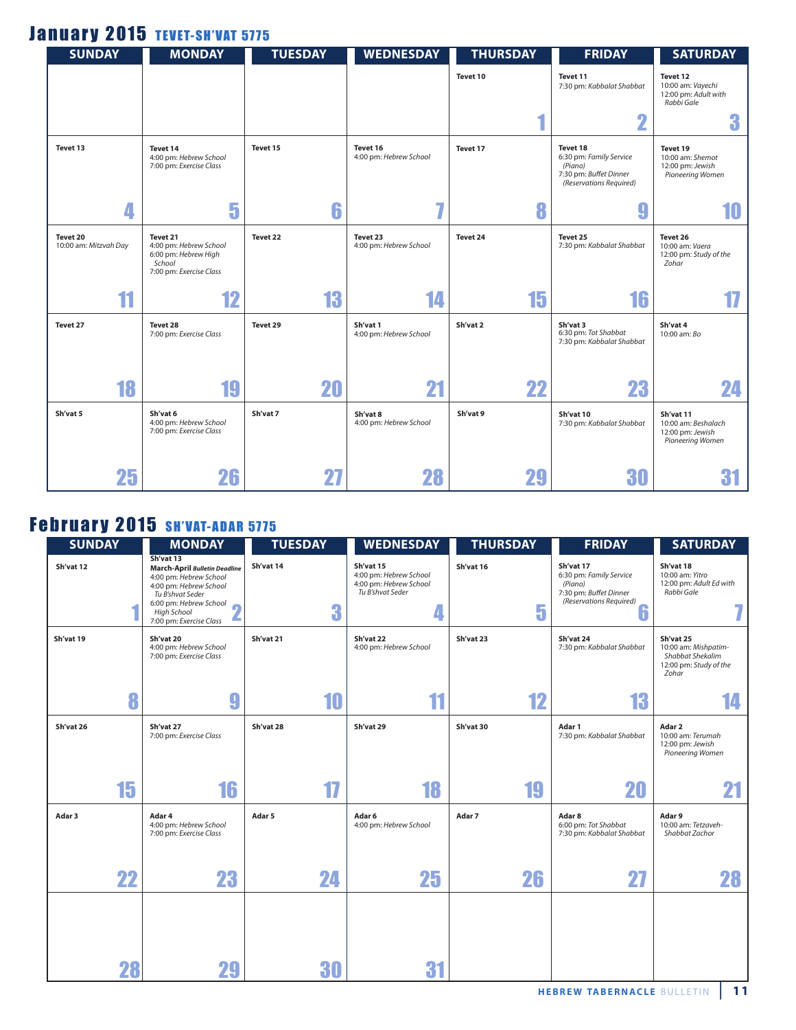# January 2015 TEVET-SH'VAT 5775

| SUNDAY | MONDAY | TUESDAY | WEDNESDAY | THURSDAY | FRIDAY | SATURDAY |
|---|---|---|---|---|---|---|
| | | | | **Tevet 10** 1 | **Tevet 11** 7:30 pm: *Kabbalat Shabbat* 2 | **Tevet 12** 10:00 am: *Vayechi* 12:00 pm: *Adult with Rabbi Gale* 3 |
| **Tevet 13** 4 | **Tevet 14** 4:00 pm: *Hebrew School* 7:00 pm: *Exercise Class* 5 | **Tevet 15** 6 | **Tevet 16** 4:00 pm: *Hebrew School* 7 | **Tevet 17** 8 | **Tevet 18** 6:30 pm: *Family Service (Piano)* 7:30 pm: *Buffet Dinner (Reservations Required)* 9 | **Tevet 19** 10:00 am: *Shemot* 12:00 pm: *Jewish Pioneering Women* 10 |
| **Tevet 20** 10:00 am: *Mitzvah Day* 11 | **Tevet 21** 4:00 pm: *Hebrew School* 6:00 pm: *Hebrew High School* 7:00 pm: *Exercise Class* 12 | **Tevet 22** 13 | **Tevet 23** 4:00 pm: *Hebrew School* 14 | **Tevet 24** 15 | **Tevet 25** 7:30 pm: *Kabbalat Shabbat* 16 | **Tevet 26** 10:00 am: *Vaera* 12:00 pm: *Study of the Zohar* 17 |
| **Tevet 27** 18 | **Tevet 28** 7:00 pm: *Exercise Class* 19 | **Tevet 29** 20 | **Sh'vat 1** 4:00 pm: *Hebrew School* 21 | **Sh'vat 2** 22 | **Sh'vat 3** 6:30 pm: *Tot Shabbat* 7:30 pm: *Kabbalat Shabbat* 23 | **Sh'vat 4** 10:00 am: *Bo* 24 |
| **Sh'vat 5** 25 | **Sh'vat 6** 4:00 pm: *Hebrew School* 7:00 pm: *Exercise Class* 26 | **Sh'vat 7** 27 | **Sh'vat 8** 4:00 pm: *Hebrew School* 28 | **Sh'vat 9** 29 | **Sh'vat 10** 7:30 pm: *Kabbalat Shabbat* 30 | **Sh'vat 11** 10:00 am: *Beshalach* 12:00 pm: *Jewish Pioneering Women* 31 |

# February 2015 SH'VAT-ADAR 5775

| SUNDAY | MONDAY | TUESDAY | WEDNESDAY | THURSDAY | FRIDAY | SATURDAY |
|---|---|---|---|---|---|---|
| **Sh'vat 12** 1 | **Sh'vat 13** **March-April *Bulletin Deadline*** 4:00 pm: *Hebrew School* 4:00 pm: *Hebrew School Tu B'shvat Seder* 6:00 pm: *Hebrew School High School* 7:00 pm: *Exercise Class* 2 | **Sh'vat 14** 3 | **Sh'vat 15** 4:00 pm: *Hebrew School* 4:00 pm: *Hebrew School Tu B'shvat Seder* 4 | **Sh'vat 16** 5 | **Sh'vat 17** 6:30 pm: *Family Service (Piano)* 7:30 pm: *Buffet Dinner (Reservations Required)* 6 | **Sh'vat 18** 10:00 am: *Yitro* 12:00 pm: *Adult Ed with Rabbi Gale* 7 |
| **Sh'vat 19** 8 | **Sh'vat 20** 4:00 pm: *Hebrew School* 7:00 pm: *Exercise Class* 9 | **Sh'vat 21** 10 | **Sh'vat 22** 4:00 pm: *Hebrew School* 11 | **Sh'vat 23** 12 | **Sh'vat 24** 7:30 pm: *Kabbalat Shabbat* 13 | **Sh'vat 25** 10:00 am: *Mishpatim-Shabbat Shekalim* 12:00 pm: *Study of the Zohar* 14 |
| **Sh'vat 26** 15 | **Sh'vat 27** 7:00 pm: *Exercise Class* 16 | **Sh'vat 28** 17 | **Sh'vat 29** 18 | **Sh'vat 30** 19 | **Adar 1** 7:30 pm: *Kabbalat Shabbat* 20 | **Adar 2** 10:00 am: *Terumah* 12:00 pm: *Jewish Pioneering Women* 21 |
| **Adar 3** 22 | **Adar 4** 4:00 pm: *Hebrew School* 7:00 pm: *Exercise Class* 23 | **Adar 5** 24 | **Adar 6** 4:00 pm: *Hebrew School* 25 | **Adar 7** 26 | **Adar 8** 6:00 pm: *Tot Shabbat* 7:30 pm: *Kabbalat Shabbat* 27 | **Adar 9** 10:00 am: *Tetzaveh-Shabbat Zachor* 28 |
| 28 | 29 | 30 | 31 | | | |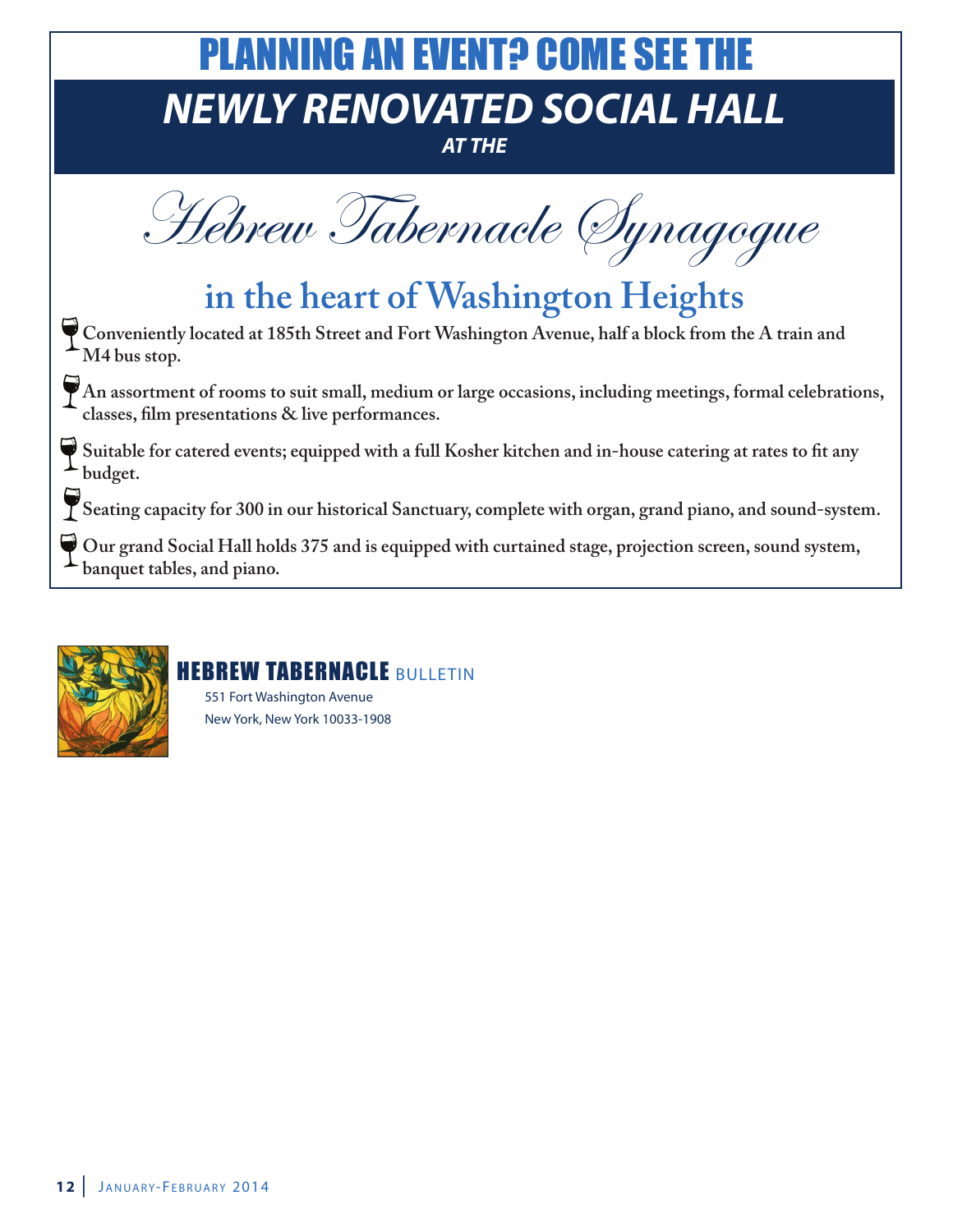# PLANNING AN EVENT? COME SEE THE

## *NEWLY RENOVATED SOCIAL HALL*

***AT THE***

# *Hebrew Tabernacle Synagogue*

## in the heart of Washington Heights

- **Conveniently located at 185th Street and Fort Washington Avenue, half a block from the A train and M4 bus stop.**
- **An assortment of rooms to suit small, medium or large occasions, including meetings, formal celebrations, classes, film presentations & live performances.**
- **Suitable for catered events; equipped with a full Kosher kitchen and in-house catering at rates to fit any budget.**
- **Seating capacity for 300 in our historical Sanctuary, complete with organ, grand piano, and sound-system.**
- **Our grand Social Hall holds 375 and is equipped with curtained stage, projection screen, sound system, banquet tables, and piano.**

**HEBREW TABERNACLE** BULLETIN

551 Fort Washington Avenue

New York, New York 10033-1908